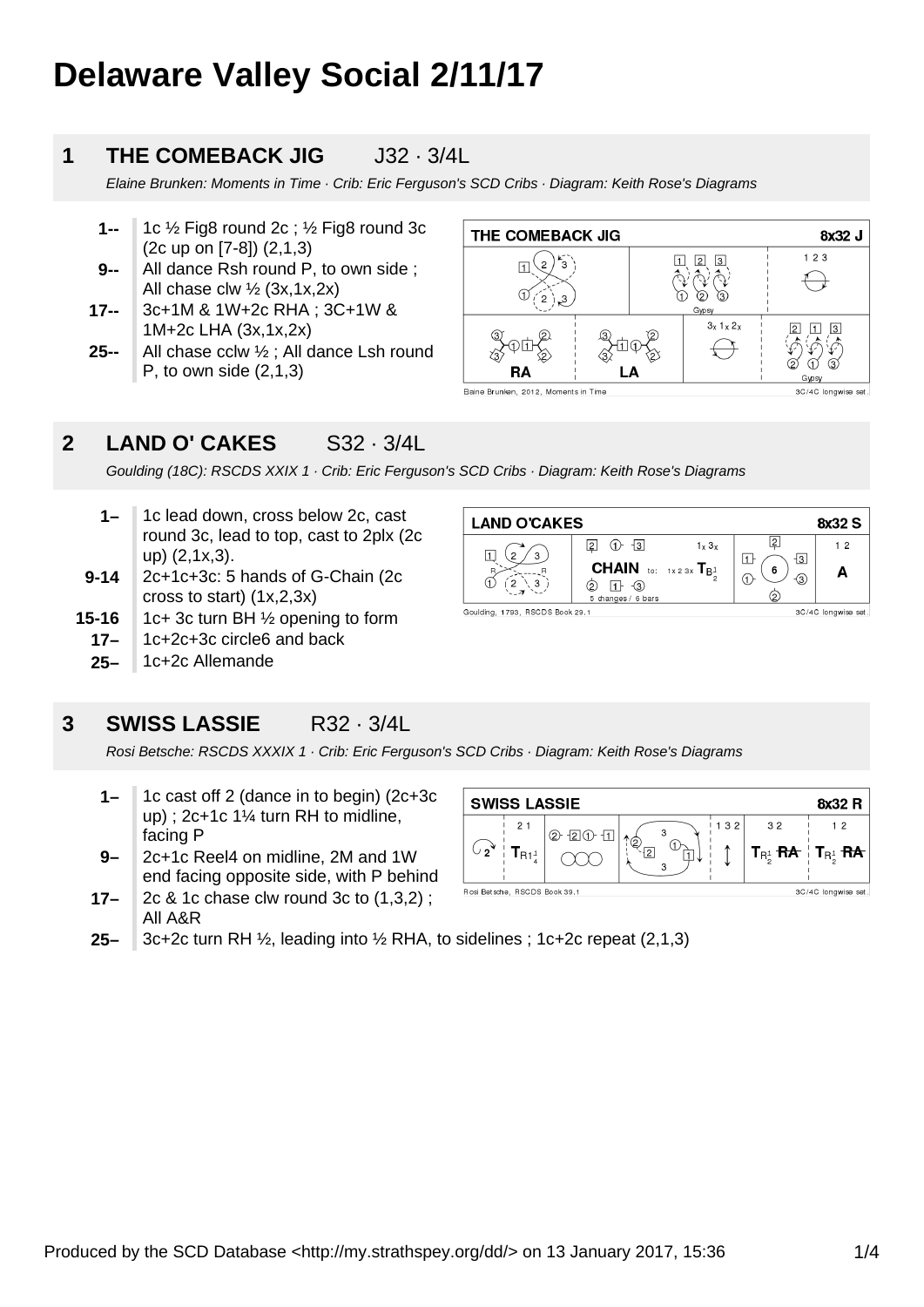# Delaware Valley Social 2/11/17

## 1 THE COMEBACK JIG J32 · 3/4L

*Elaine Brunken: Moments in Time · Crib: Eric Ferguson's SCD Cribs · Diagram: Keith Rose's Diagrams*

- **1--** 1c ½ Fig8 round 2c ; ½ Fig8 round 3c (2c up on [7-8]) (2,1,3)
- **9--** All dance Rsh round P, to own side ; All chase clw ½ (3x,1x,2x)
- **17--** 3c+1M & 1W+2c RHA ; 3C+1W & 1M+2c LHA (3x,1x,2x)
- **25--** All chase cclw ½ ; All dance Lsh round P, to own side (2,1,3)

## 2 LAND O' CAKES S32 · 3/4L

*Goulding (18C): RSCDS XXIX 1 · Crib: Eric Ferguson's SCD Cribs · Diagram: Keith Rose's Diagrams*

- **1–** 1c lead down, cross below 2c, cast round 3c, lead to top, cast to 2plx (2c up) (2,1x,3).
- **9-14** 2c+1c+3c: 5 hands of G-Chain (2c cross to start) (1x,2,3x)
- **15-16** 1c+ 3c turn BH ½ opening to form
- **17–** 1c+2c+3c circle6 and back
- **25–** 1c+2c Allemande

## 3 SWISS LASSIE R32 · 3/4L

*Rosi Betsche: RSCDS XXXIX 1 · Crib: Eric Ferguson's SCD Cribs · Diagram: Keith Rose's Diagrams*

- **1–** 1c cast off 2 (dance in to begin) (2c+3c up) ; 2c+1c 1¼ turn RH to midline, facing P
- **9–** 2c+1c Reel4 on midline, 2M and 1W end facing opposite side, with P behind
- **17–** 2c & 1c chase clw round 3c to (1,3,2) ; All A&R
- **25–** 3c+2c turn RH ½, leading into ½ RHA, to sidelines ; 1c+2c repeat (2,1,3)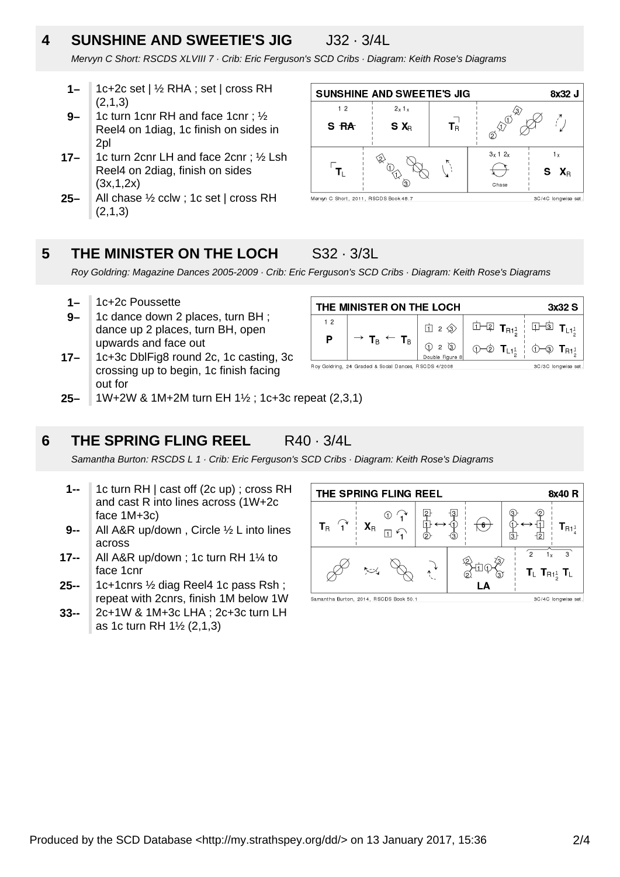## 4 SUNSHINE AND SWEETIE'S JIG J32 · 3/4L

*Mervyn C Short: RSCDS XLVIII 7 · Crib: Eric Ferguson's SCD Cribs · Diagram: Keith Rose's Diagrams*

- **1–** 1c+2c set | ½ RHA ; set | cross RH (2,1,3)
- **9–** 1c turn 1cnr RH and face 1cnr ; ½ Reel4 on 1diag, 1c finish on sides in 2pl
- **17–** 1c turn 2cnr LH and face 2cnr ; ½ Lsh Reel4 on 2diag, finish on sides (3x,1,2x)
- **25–** All chase ½ cclw ; 1c set | cross RH (2,1,3)

SUNSHINE AND SWEETIE'S JIG — 8x32 J

Mervyn C Short, 2011, RSCDS Book 48.7 — 3C/4C longwise set.

## 5 THE MINISTER ON THE LOCH S32 · 3/3L

*Roy Goldring: Magazine Dances 2005-2009 · Crib: Eric Ferguson's SCD Cribs · Diagram: Keith Rose's Diagrams*

- **1–** 1c+2c Poussette
- **9–** 1c dance down 2 places, turn BH ; dance up 2 places, turn BH, open upwards and face out
- **17–** 1c+3c DblFig8 round 2c, 1c casting, 3c crossing up to begin, 1c finish facing out for
- **25–** 1W+2W & 1M+2M turn EH 1½ ; 1c+3c repeat (2,3,1)

THE MINISTER ON THE LOCH — 3x32 S

Roy Goldring, 24 Graded & Social Dances, RSCDS 4/2008 — 3C/3C longwise set.

## 6 THE SPRING FLING REEL R40 · 3/4L

*Samantha Burton: RSCDS L 1 · Crib: Eric Ferguson's SCD Cribs · Diagram: Keith Rose's Diagrams*

- **1--** 1c turn RH | cast off (2c up) ; cross RH and cast R into lines across (1W+2c face 1M+3c)
- **9--** All A&R up/down , Circle ½ L into lines across
- **17--** All A&R up/down ; 1c turn RH 1¼ to face 1cnr
- **25--** 1c+1cnrs ½ diag Reel4 1c pass Rsh ; repeat with 2cnrs, finish 1M below 1W
- **33--** 2c+1W & 1M+3c LHA ; 2c+3c turn LH as 1c turn RH 1½ (2,1,3)

THE SPRING FLING REEL — 8x40 R

Samantha Burton, 2014, RSCDS Book 50.1 — 3C/4C longwise set.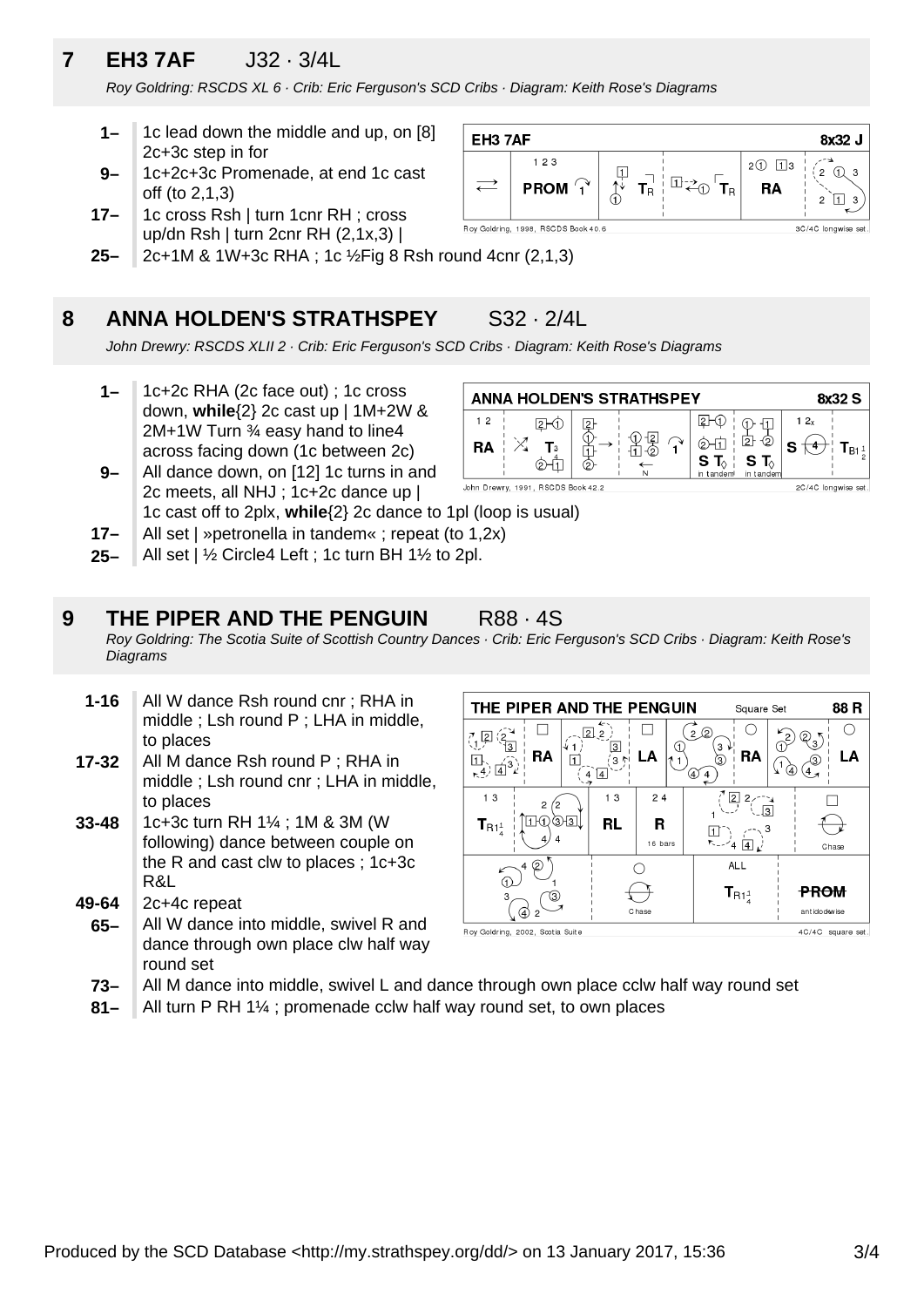## 7 EH3 7AF J32 · 3/4L

*Roy Goldring: RSCDS XL 6 · Crib: Eric Ferguson's SCD Cribs · Diagram: Keith Rose's Diagrams*

- **1–** 1c lead down the middle and up, on [8] 2c+3c step in for
- **9–** 1c+2c+3c Promenade, at end 1c cast off (to 2,1,3)
- **17–** 1c cross Rsh | turn 1cnr RH ; cross up/dn Rsh | turn 2cnr RH (2,1x,3) |
- **25–** 2c+1M & 1W+3c RHA ; 1c ½Fig 8 Rsh round 4cnr (2,1,3)

## 8 ANNA HOLDEN'S STRATHSPEY S32 · 2/4L

*John Drewry: RSCDS XLII 2 · Crib: Eric Ferguson's SCD Cribs · Diagram: Keith Rose's Diagrams*

- **1–** 1c+2c RHA (2c face out) ; 1c cross down, **while**{2} 2c cast up | 1M+2W & 2M+1W Turn ¾ easy hand to line4 across facing down (1c between 2c)
- **9–** All dance down, on [12] 1c turns in and 2c meets, all NHJ ; 1c+2c dance up | 1c cast off to 2plx, **while**{2} 2c dance to 1pl (loop is usual)
- **17–** All set | »petronella in tandem« ; repeat (to 1,2x)
- **25–** All set | ½ Circle4 Left ; 1c turn BH 1½ to 2pl.

## 9 THE PIPER AND THE PENGUIN R88 · 4S

*Roy Goldring: The Scotia Suite of Scottish Country Dances · Crib: Eric Ferguson's SCD Cribs · Diagram: Keith Rose's Diagrams*

- **1-16** All W dance Rsh round cnr ; RHA in middle ; Lsh round P ; LHA in middle, to places
- **17-32** All M dance Rsh round P ; RHA in middle ; Lsh round cnr ; LHA in middle, to places
- **33-48** 1c+3c turn RH 1¼ ; 1M & 3M (W following) dance between couple on the R and cast clw to places ; 1c+3c R&L
- **49-64** 2c+4c repeat
- **65–** All W dance into middle, swivel R and dance through own place clw half way round set
- **73–** All M dance into middle, swivel L and dance through own place cclw half way round set
- **81–** All turn P RH 1¼ ; promenade cclw half way round set, to own places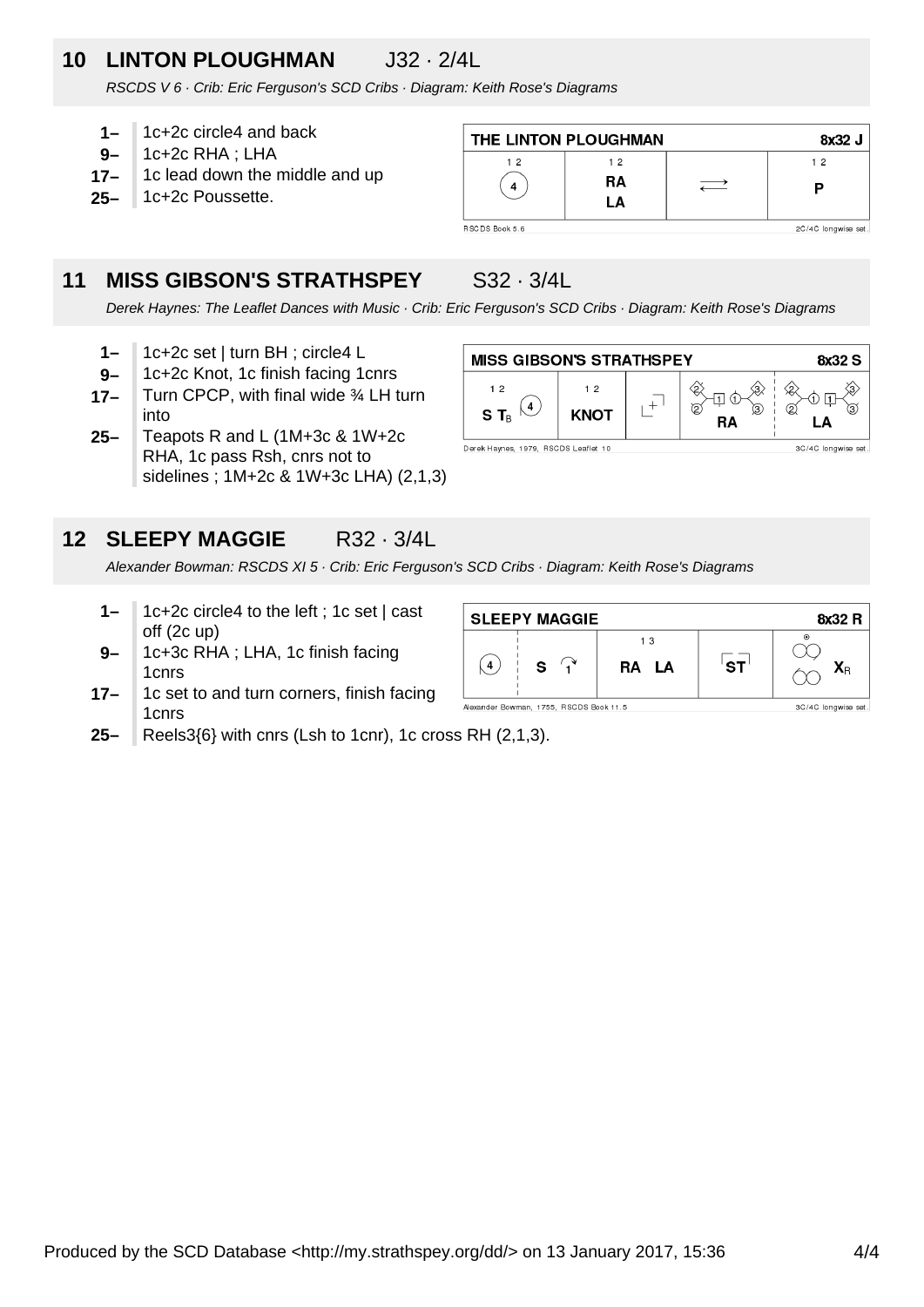## 10 LINTON PLOUGHMAN J32 · 2/4L

*RSCDS V 6 · Crib: Eric Ferguson's SCD Cribs · Diagram: Keith Rose's Diagrams*

- **1–** 1c+2c circle4 and back
- **9–** 1c+2c RHA ; LHA
- **17–** 1c lead down the middle and up
- **25–** 1c+2c Poussette.

THE LINTON PLOUGHMAN 8x32 J

| 1 2 | 1 2 | | 1 2 |
|---|---|---|---|
| 4 | RA LA | ⟶ ⟵ | P |

RSCDS Book 5.6 · 2C/4C longwise set.

## 11 MISS GIBSON'S STRATHSPEY S32 · 3/4L

*Derek Haynes: The Leaflet Dances with Music · Crib: Eric Ferguson's SCD Cribs · Diagram: Keith Rose's Diagrams*

- **1–** 1c+2c set | turn BH ; circle4 L
- **9–** 1c+2c Knot, 1c finish facing 1cnrs
- **17–** Turn CPCP, with final wide ¾ LH turn into
- **25–** Teapots R and L (1M+3c & 1W+2c RHA, 1c pass Rsh, cnrs not to sidelines ; 1M+2c & 1W+3c LHA) (2,1,3)

MISS GIBSON'S STRATHSPEY 8x32 S

| 1 2 | 1 2 | | | |
|---|---|---|---|---|
| S $T_B$ 4 | KNOT | + | RA | LA |

Derek Haynes, 1979, RSCDS Leaflet 10 · 3C/4C longwise set.

## 12 SLEEPY MAGGIE R32 · 3/4L

*Alexander Bowman: RSCDS XI 5 · Crib: Eric Ferguson's SCD Cribs · Diagram: Keith Rose's Diagrams*

- **1–** 1c+2c circle4 to the left ; 1c set | cast off (2c up)
- **9–** 1c+3c RHA ; LHA, 1c finish facing 1cnrs
- **17–** 1c set to and turn corners, finish facing 1cnrs
- **25–** Reels3{6} with cnrs (Lsh to 1cnr), 1c cross RH (2,1,3).

SLEEPY MAGGIE 8x32 R

| | | 1 3 | | |
|---|---|---|---|---|
| 4 | S 1 | RA LA | ST | $X_R$ |

Alexander Bowman, 1755, RSCDS Book 11.5 · 3C/4C longwise set.

Produced by the SCD Database <http://my.strathspey.org/dd/> on 13 January 2017, 15:36